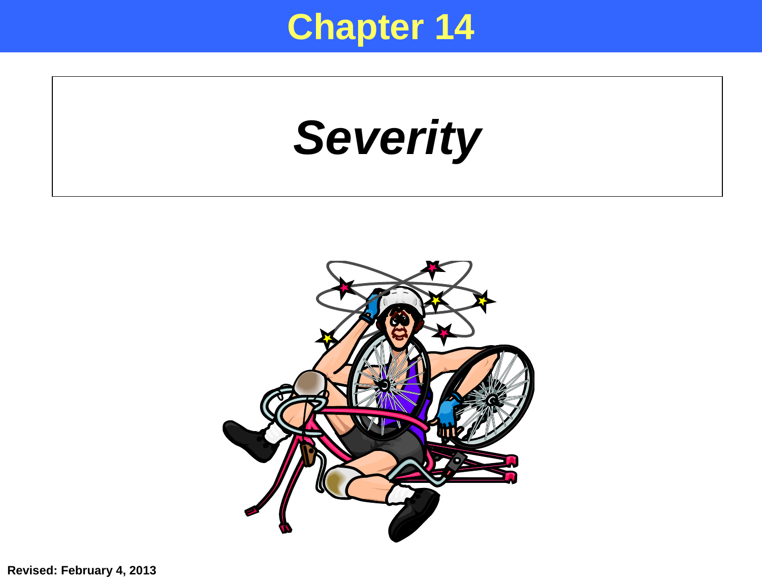# Chapter 14

## *Severity*

**Revised: February 4, 2013**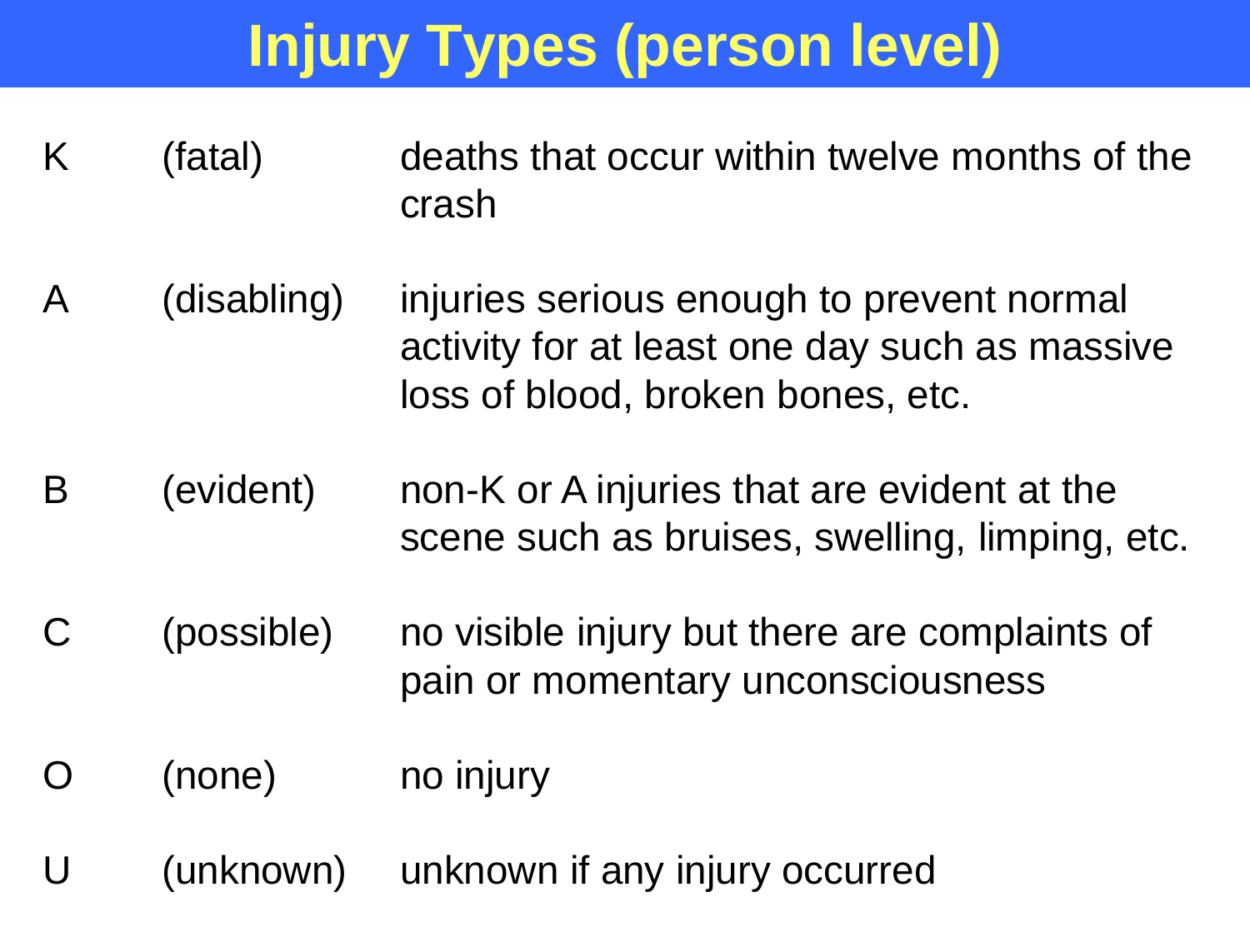# Injury Types (person level)

| | | |
|---|---|---|
| K | (fatal) | deaths that occur within twelve months of the crash |
| A | (disabling) | injuries serious enough to prevent normal activity for at least one day such as massive loss of blood, broken bones, etc. |
| B | (evident) | non-K or A injuries that are evident at the scene such as bruises, swelling, limping, etc. |
| C | (possible) | no visible injury but there are complaints of pain or momentary unconsciousness |
| O | (none) | no injury |
| U | (unknown) | unknown if any injury occurred |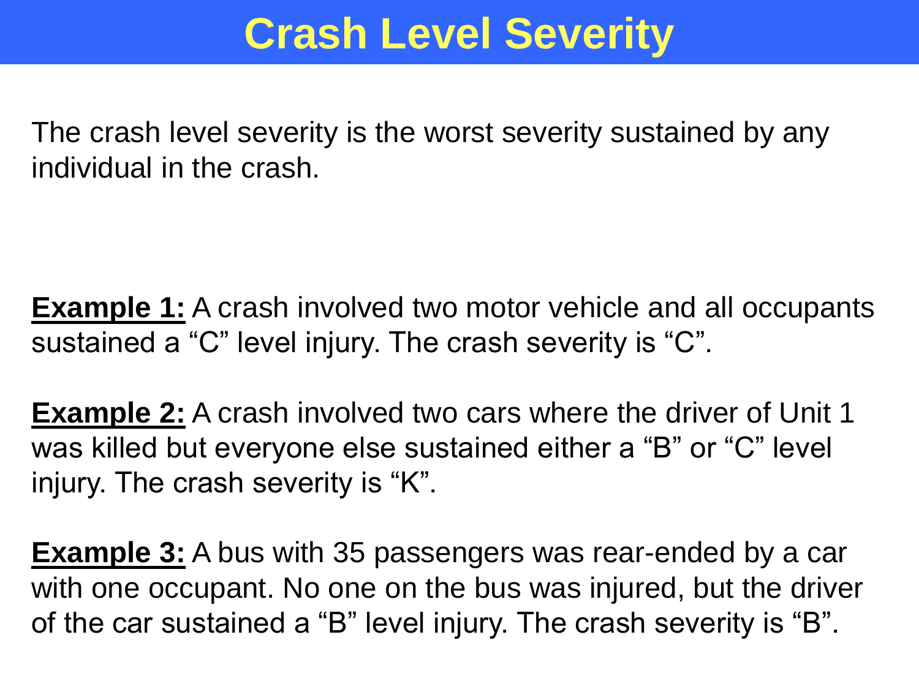# Crash Level Severity

The crash level severity is the worst severity sustained by any individual in the crash.

**Example 1:** A crash involved two motor vehicle and all occupants sustained a "C" level injury. The crash severity is "C".

**Example 2:** A crash involved two cars where the driver of Unit 1 was killed but everyone else sustained either a "B" or "C" level injury. The crash severity is "K".

**Example 3:** A bus with 35 passengers was rear-ended by a car with one occupant. No one on the bus was injured, but the driver of the car sustained a "B" level injury. The crash severity is "B".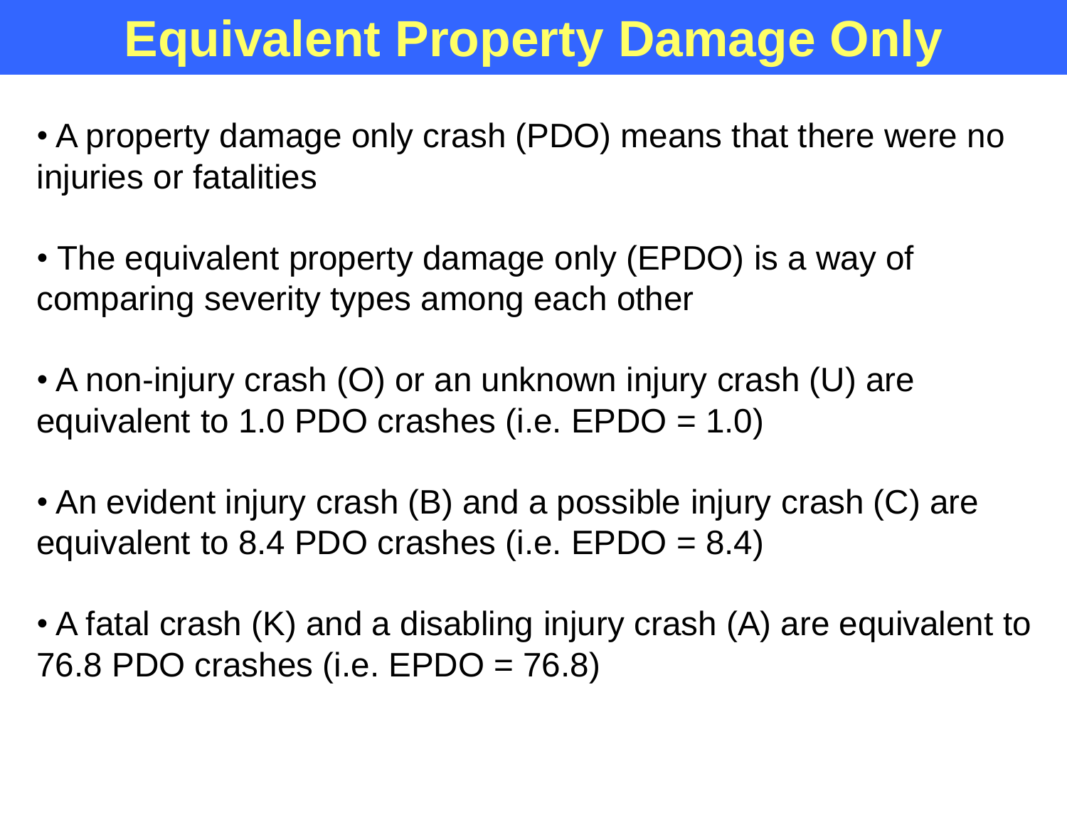# Equivalent Property Damage Only

- A property damage only crash (PDO) means that there were no injuries or fatalities

- The equivalent property damage only (EPDO) is a way of comparing severity types among each other

- A non-injury crash (O) or an unknown injury crash (U) are equivalent to 1.0 PDO crashes (i.e. EPDO = 1.0)

- An evident injury crash (B) and a possible injury crash (C) are equivalent to 8.4 PDO crashes (i.e. EPDO = 8.4)

- A fatal crash (K) and a disabling injury crash (A) are equivalent to 76.8 PDO crashes (i.e. EPDO = 76.8)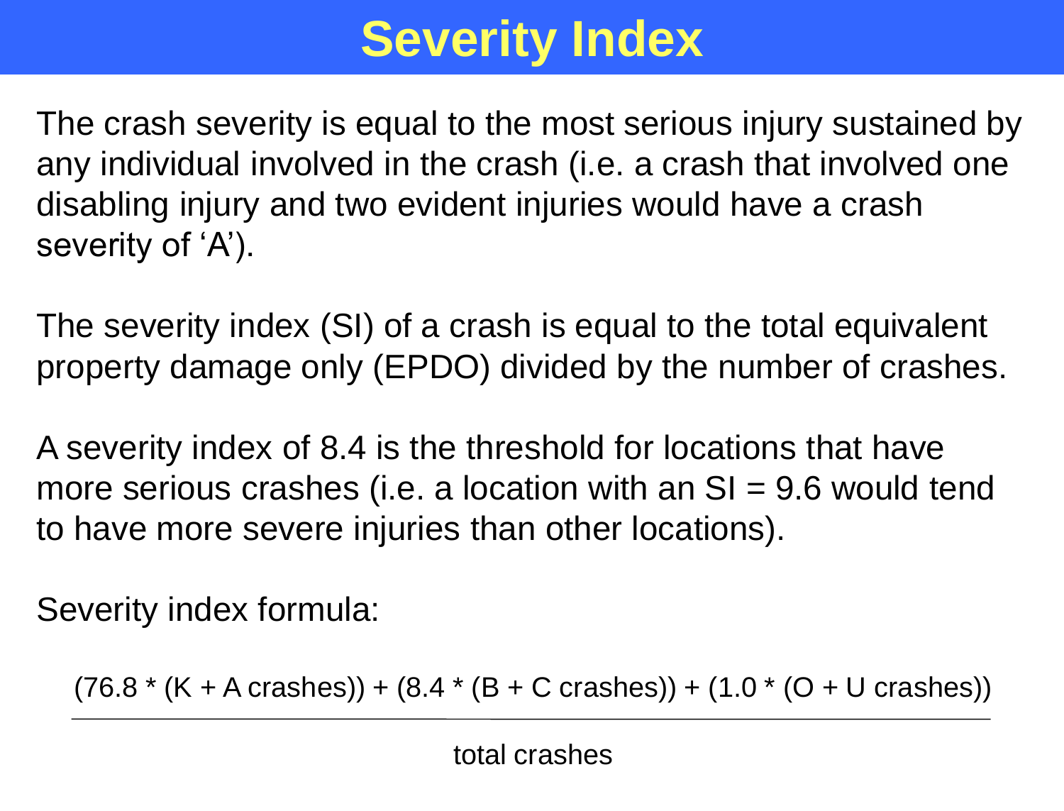# Severity Index

The crash severity is equal to the most serious injury sustained by any individual involved in the crash (i.e. a crash that involved one disabling injury and two evident injuries would have a crash severity of 'A').

The severity index (SI) of a crash is equal to the total equivalent property damage only (EPDO) divided by the number of crashes.

A severity index of 8.4 is the threshold for locations that have more serious crashes (i.e. a location with an SI = 9.6 would tend to have more severe injuries than other locations).

Severity index formula:

$$\frac{(76.8 * (\text{K} + \text{A crashes})) + (8.4 * (\text{B} + \text{C crashes})) + (1.0 * (\text{O} + \text{U crashes}))}{\text{total crashes}}$$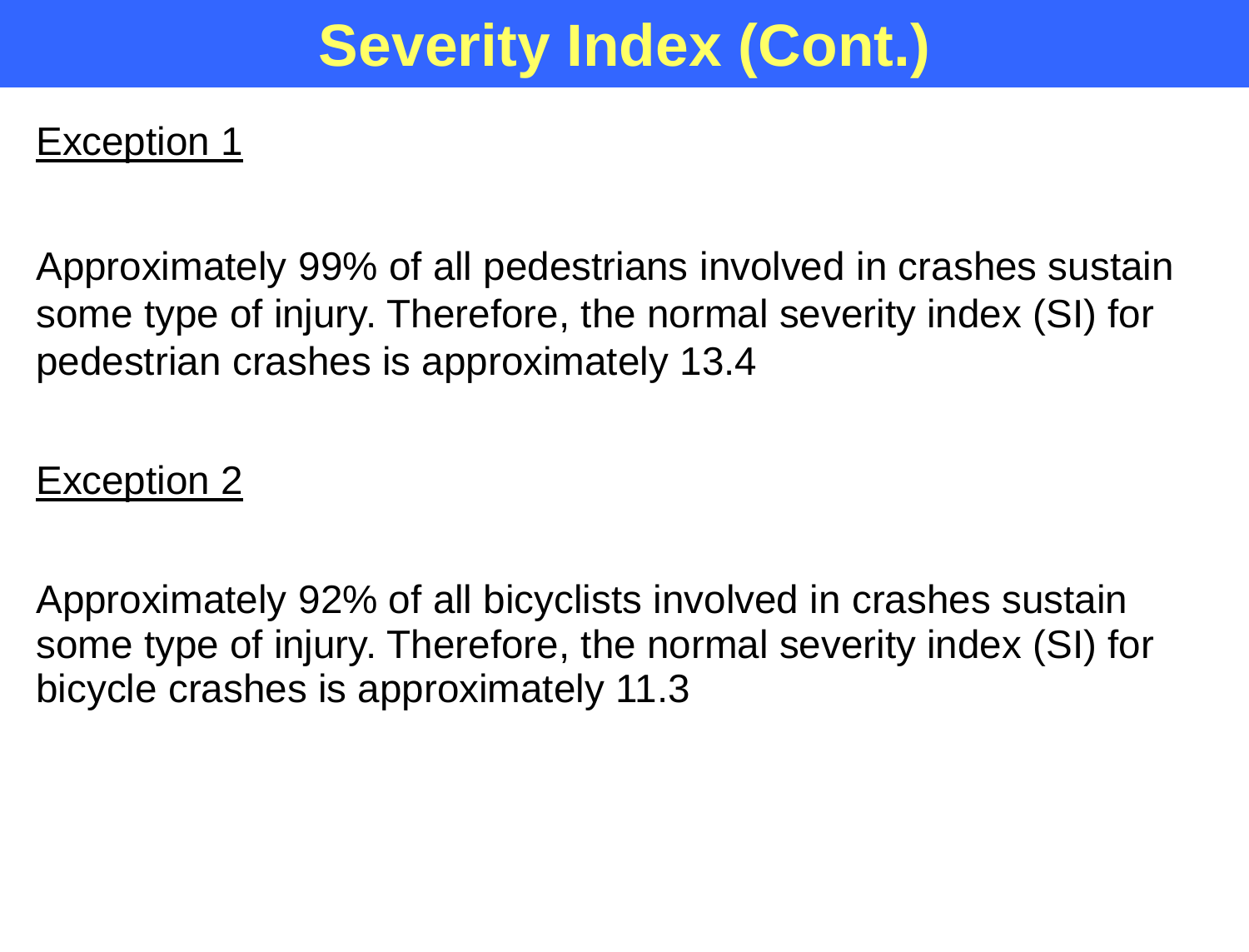# Severity Index (Cont.)

Exception 1

Approximately 99% of all pedestrians involved in crashes sustain some type of injury. Therefore, the normal severity index (SI) for pedestrian crashes is approximately 13.4

Exception 2

Approximately 92% of all bicyclists involved in crashes sustain some type of injury. Therefore, the normal severity index (SI) for bicycle crashes is approximately 11.3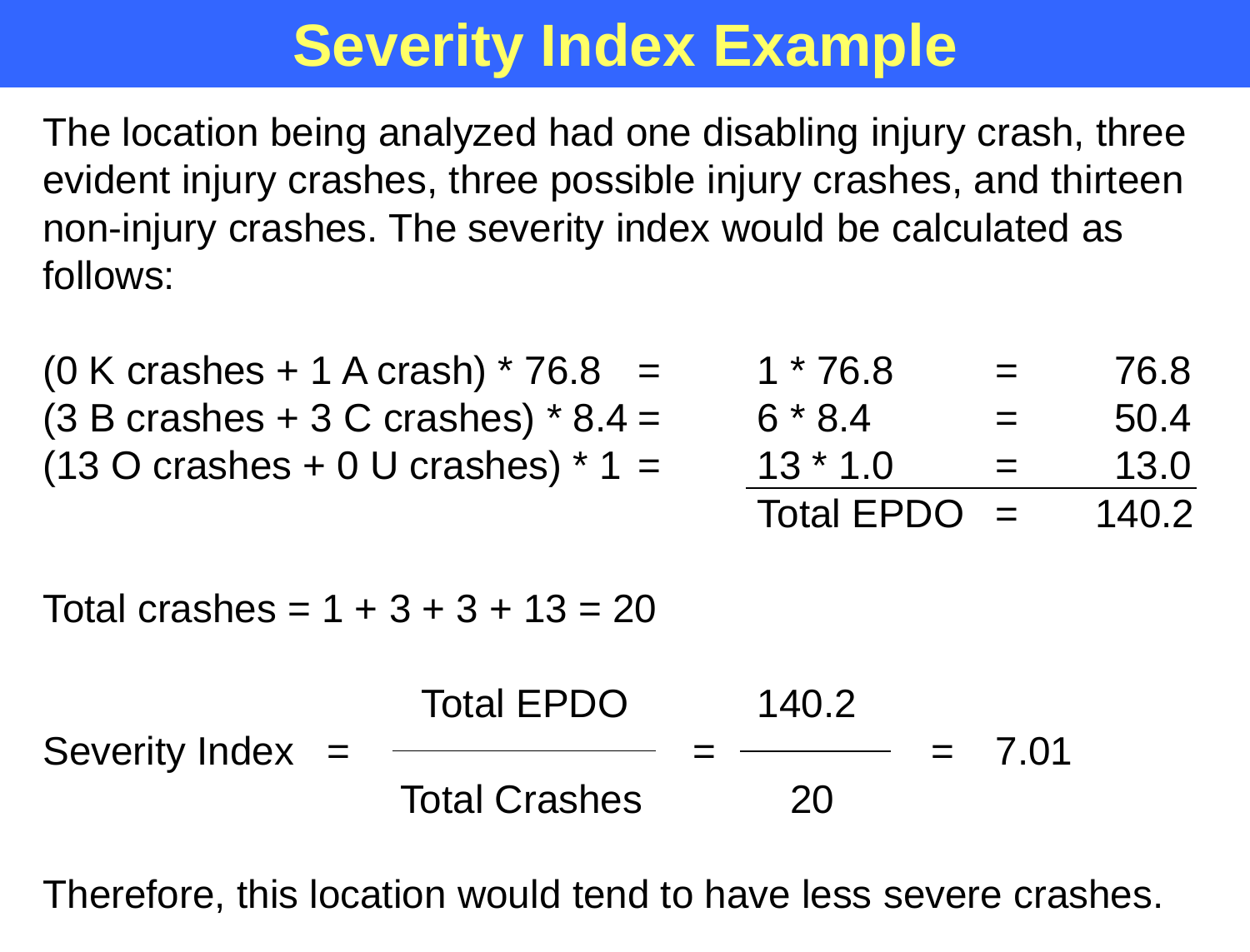# Severity Index Example

The location being analyzed had one disabling injury crash, three evident injury crashes, three possible injury crashes, and thirteen non-injury crashes. The severity index would be calculated as follows:

| | | | | |
|---|---|---|---|---|
| (0 K crashes + 1 A crash) * 76.8 = | 1 * 76.8 | = | 76.8 |
| (3 B crashes + 3 C crashes) * 8.4 = | 6 * 8.4 | = | 50.4 |
| (13 O crashes + 0 U crashes) * 1 = | 13 * 1.0 | = | 13.0 |
| | Total EPDO | = | 140.2 |

Total crashes = 1 + 3 + 3 + 13 = 20

$$\text{Severity Index} = \frac{\text{Total EPDO}}{\text{Total Crashes}} = \frac{140.2}{20} = 7.01$$

Therefore, this location would tend to have less severe crashes.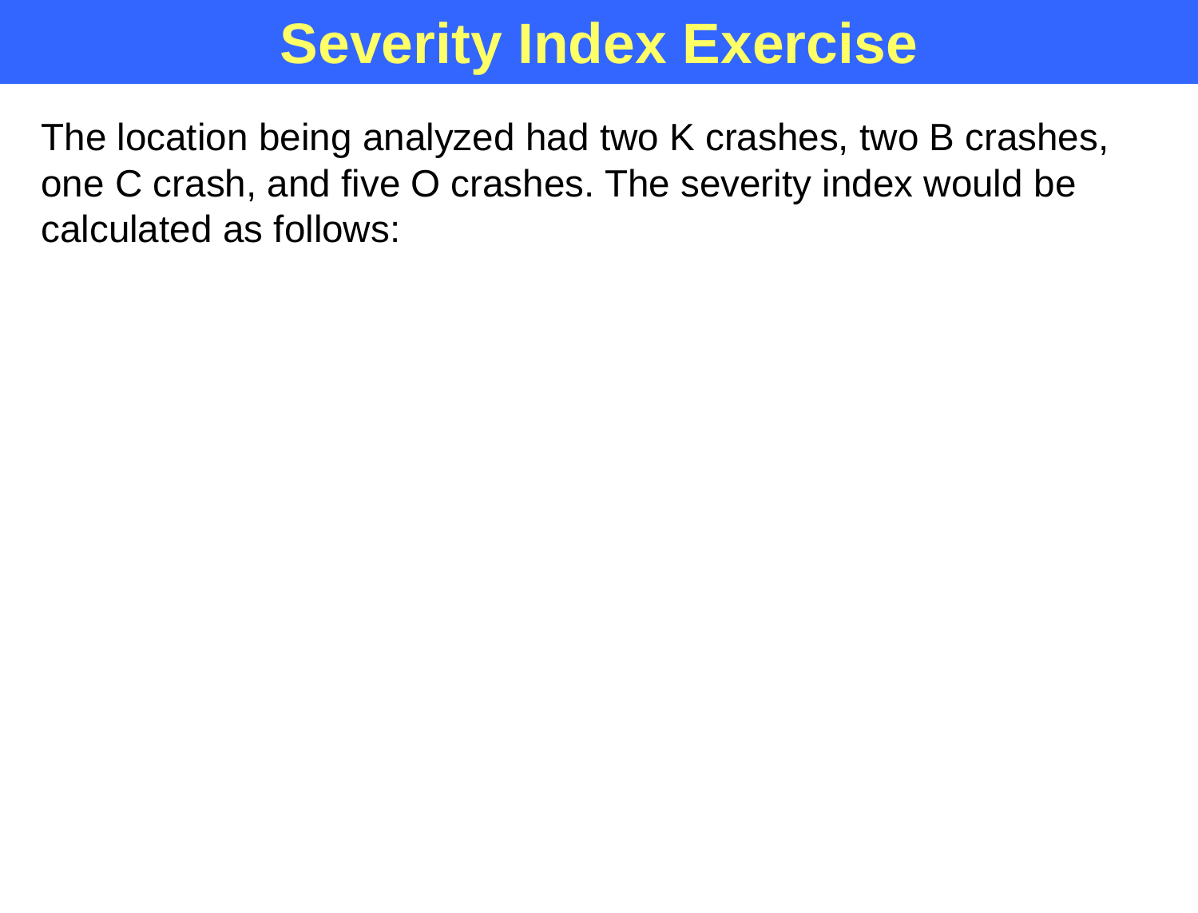# Severity Index Exercise

The location being analyzed had two K crashes, two B crashes, one C crash, and five O crashes. The severity index would be calculated as follows: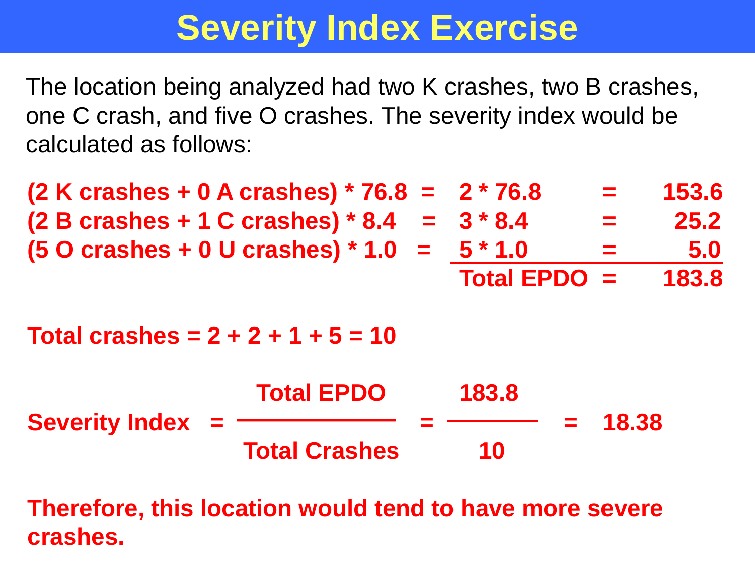# Severity Index Exercise

The location being analyzed had two K crashes, two B crashes, one C crash, and five O crashes. The severity index would be calculated as follows:

| | | | | |
|---|---|---|---|---|
| **(2 K crashes + 0 A crashes) * 76.8** | **=** | **2 * 76.8** | **=** | **153.6** |
| **(2 B crashes + 1 C crashes) * 8.4** | **=** | **3 * 8.4** | **=** | **25.2** |
| **(5 O crashes + 0 U crashes) * 1.0** | **=** | **5 * 1.0** | **=** | **5.0** |
| | | **Total EPDO** | **=** | **183.8** |

**Total crashes = 2 + 2 + 1 + 5 = 10**

$$\text{Severity Index} = \frac{\text{Total EPDO}}{\text{Total Crashes}} = \frac{183.8}{10} = 18.38$$

**Therefore, this location would tend to have more severe crashes.**